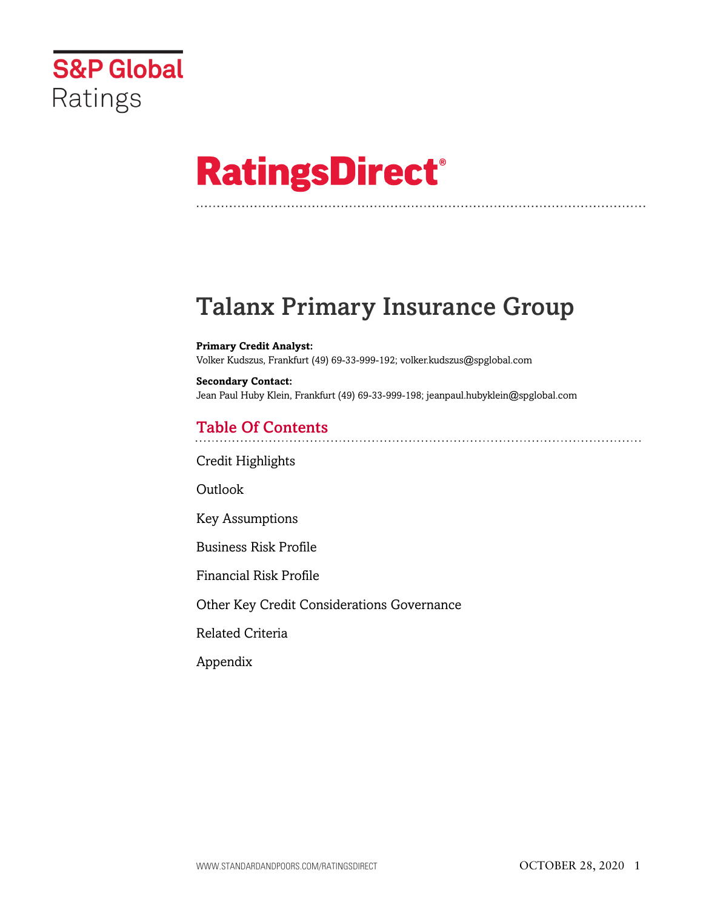S&P Global Ratings

# RatingsDirect®

# Talanx Primary Insurance Group

**Primary Credit Analyst:**
Volker Kudszus, Frankfurt (49) 69-33-999-192; volker.kudszus@spglobal.com

**Secondary Contact:**
Jean Paul Huby Klein, Frankfurt (49) 69-33-999-198; jeanpaul.hubyklein@spglobal.com

## Table Of Contents

Credit Highlights

Outlook

Key Assumptions

Business Risk Profile

Financial Risk Profile

Other Key Credit Considerations Governance

Related Criteria

Appendix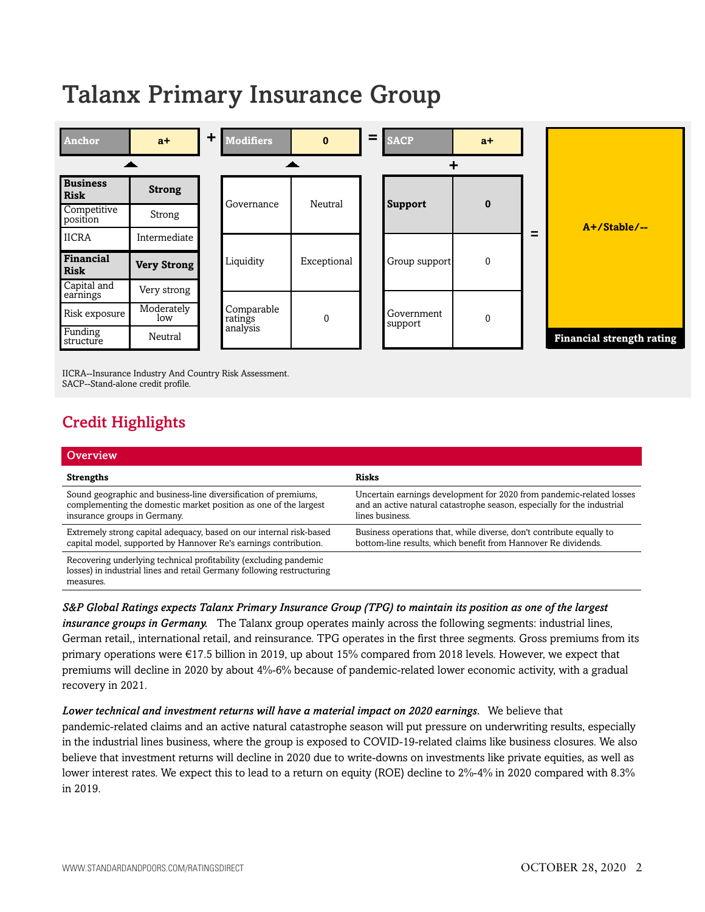# Talanx Primary Insurance Group

| Anchor | a+ | + | Modifiers | 0 | = | SACP | a+ | | |
|---|---|---|---|---|---|---|---|---|---|
| **Business Risk** | **Strong** | | Governance | Neutral | | **Support** | **0** | = | **A+/Stable/--** |
| Competitive position | Strong | | | | | | | | |
| IICRA | Intermediate | | Liquidity | Exceptional | | Group support | 0 | | |
| **Financial Risk** | **Very Strong** | | | | | | | | |
| Capital and earnings | Very strong | | Comparable ratings analysis | 0 | | Government support | 0 | | **Financial strength rating** |
| Risk exposure | Moderately low | | | | | | | | |
| Funding structure | Neutral | | | | | | | | |

IICRA--Insurance Industry And Country Risk Assessment.
SACP--Stand-alone credit profile.

## Credit Highlights

| Overview | |
|---|---|
| **Strengths** | **Risks** |
| Sound geographic and business-line diversification of premiums, complementing the domestic market position as one of the largest insurance groups in Germany. | Uncertain earnings development for 2020 from pandemic-related losses and an active natural catastrophe season, especially for the industrial lines business. |
| Extremely strong capital adequacy, based on our internal risk-based capital model, supported by Hannover Re's earnings contribution. | Business operations that, while diverse, don't contribute equally to bottom-line results, which benefit from Hannover Re dividends. |
| Recovering underlying technical profitability (excluding pandemic losses) in industrial lines and retail Germany following restructuring measures. | |

***S&P Global Ratings expects Talanx Primary Insurance Group (TPG) to maintain its position as one of the largest insurance groups in Germany.*** The Talanx group operates mainly across the following segments: industrial lines, German retail,, international retail, and reinsurance. TPG operates in the first three segments. Gross premiums from its primary operations were €17.5 billion in 2019, up about 15% compared from 2018 levels. However, we expect that premiums will decline in 2020 by about 4%-6% because of pandemic-related lower economic activity, with a gradual recovery in 2021.

***Lower technical and investment returns will have a material impact on 2020 earnings.*** We believe that pandemic-related claims and an active natural catastrophe season will put pressure on underwriting results, especially in the industrial lines business, where the group is exposed to COVID-19-related claims like business closures. We also believe that investment returns will decline in 2020 due to write-downs on investments like private equities, as well as lower interest rates. We expect this to lead to a return on equity (ROE) decline to 2%-4% in 2020 compared with 8.3% in 2019.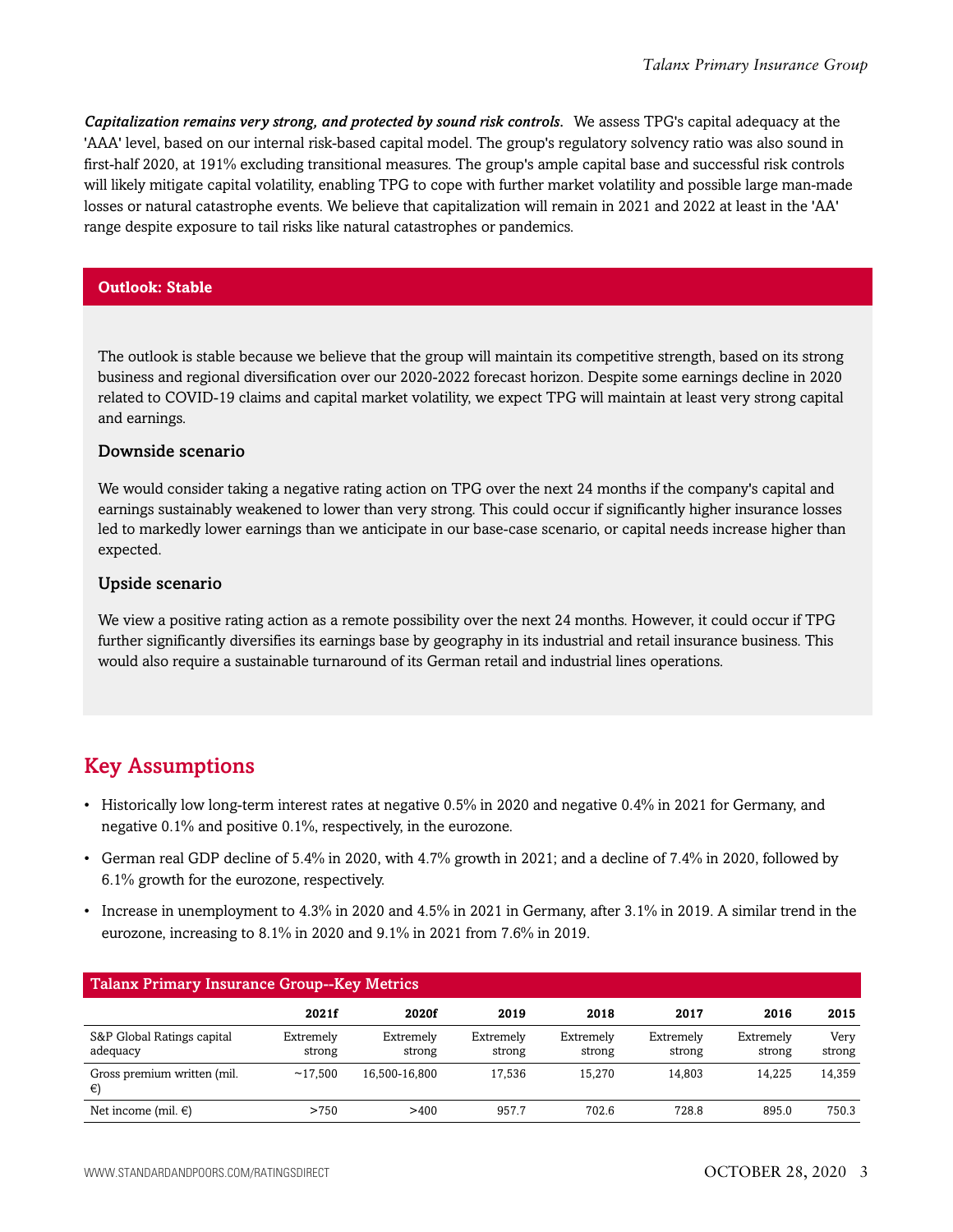***Capitalization remains very strong, and protected by sound risk controls.*** We assess TPG's capital adequacy at the 'AAA' level, based on our internal risk-based capital model. The group's regulatory solvency ratio was also sound in first-half 2020, at 191% excluding transitional measures. The group's ample capital base and successful risk controls will likely mitigate capital volatility, enabling TPG to cope with further market volatility and possible large man-made losses or natural catastrophe events. We believe that capitalization will remain in 2021 and 2022 at least in the 'AA' range despite exposure to tail risks like natural catastrophes or pandemics.

## Outlook: Stable

The outlook is stable because we believe that the group will maintain its competitive strength, based on its strong business and regional diversification over our 2020-2022 forecast horizon. Despite some earnings decline in 2020 related to COVID-19 claims and capital market volatility, we expect TPG will maintain at least very strong capital and earnings.

### Downside scenario

We would consider taking a negative rating action on TPG over the next 24 months if the company's capital and earnings sustainably weakened to lower than very strong. This could occur if significantly higher insurance losses led to markedly lower earnings than we anticipate in our base-case scenario, or capital needs increase higher than expected.

### Upside scenario

We view a positive rating action as a remote possibility over the next 24 months. However, it could occur if TPG further significantly diversifies its earnings base by geography in its industrial and retail insurance business. This would also require a sustainable turnaround of its German retail and industrial lines operations.

## Key Assumptions

- Historically low long-term interest rates at negative 0.5% in 2020 and negative 0.4% in 2021 for Germany, and negative 0.1% and positive 0.1%, respectively, in the eurozone.
- German real GDP decline of 5.4% in 2020, with 4.7% growth in 2021; and a decline of 7.4% in 2020, followed by 6.1% growth for the eurozone, respectively.
- Increase in unemployment to 4.3% in 2020 and 4.5% in 2021 in Germany, after 3.1% in 2019. A similar trend in the eurozone, increasing to 8.1% in 2020 and 9.1% in 2021 from 7.6% in 2019.

**Talanx Primary Insurance Group--Key Metrics**

| | 2021f | 2020f | 2019 | 2018 | 2017 | 2016 | 2015 |
|---|---|---|---|---|---|---|---|
| S&P Global Ratings capital adequacy | Extremely strong | Extremely strong | Extremely strong | Extremely strong | Extremely strong | Extremely strong | Very strong |
| Gross premium written (mil. €) | ~17,500 | 16,500-16,800 | 17,536 | 15,270 | 14,803 | 14,225 | 14,359 |
| Net income (mil. €) | >750 | >400 | 957.7 | 702.6 | 728.8 | 895.0 | 750.3 |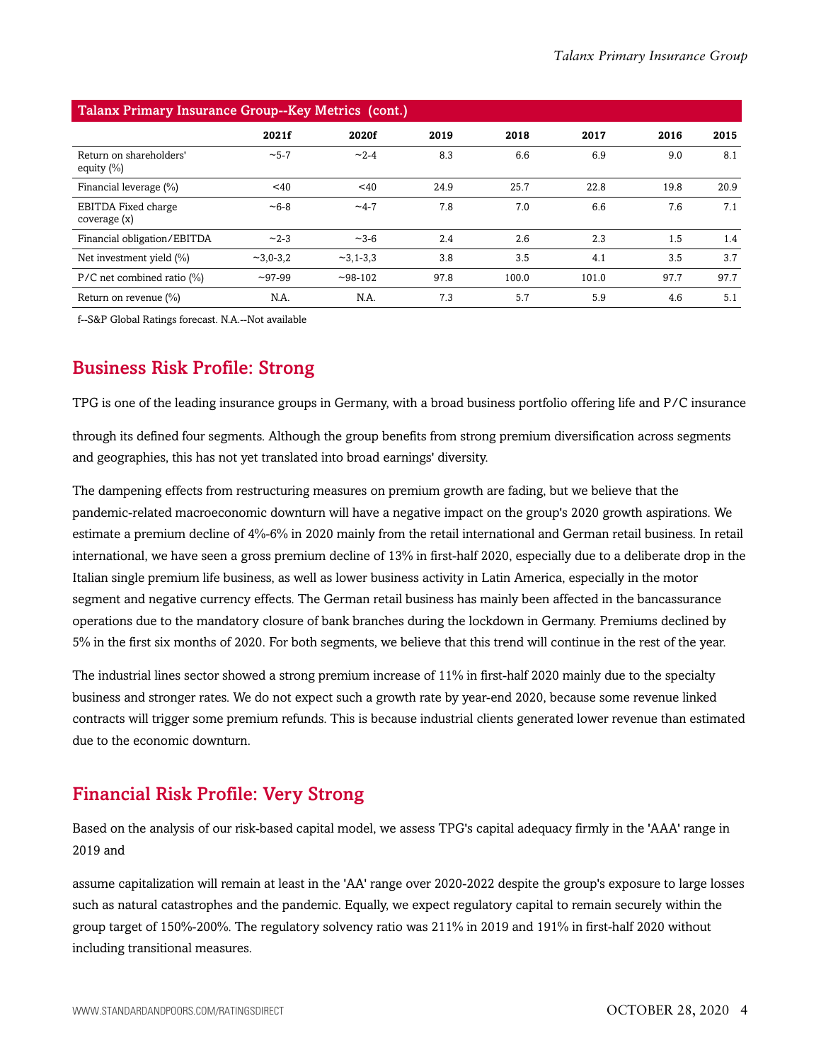| Talanx Primary Insurance Group--Key Metrics (cont.) | | | | | | | |
|---|---|---|---|---|---|---|---|
| | **2021f** | **2020f** | **2019** | **2018** | **2017** | **2016** | **2015** |
| Return on shareholders' equity (%) | ~5-7 | ~2-4 | 8.3 | 6.6 | 6.9 | 9.0 | 8.1 |
| Financial leverage (%) | <40 | <40 | 24.9 | 25.7 | 22.8 | 19.8 | 20.9 |
| EBITDA Fixed charge coverage (x) | ~6-8 | ~4-7 | 7.8 | 7.0 | 6.6 | 7.6 | 7.1 |
| Financial obligation/EBITDA | ~2-3 | ~3-6 | 2.4 | 2.6 | 2.3 | 1.5 | 1.4 |
| Net investment yield (%) | ~3,0-3,2 | ~3,1-3,3 | 3.8 | 3.5 | 4.1 | 3.5 | 3.7 |
| P/C net combined ratio (%) | ~97-99 | ~98-102 | 97.8 | 100.0 | 101.0 | 97.7 | 97.7 |
| Return on revenue (%) | N.A. | N.A. | 7.3 | 5.7 | 5.9 | 4.6 | 5.1 |

f--S&P Global Ratings forecast. N.A.--Not available

## Business Risk Profile: Strong

TPG is one of the leading insurance groups in Germany, with a broad business portfolio offering life and P/C insurance through its defined four segments. Although the group benefits from strong premium diversification across segments and geographies, this has not yet translated into broad earnings' diversity.

The dampening effects from restructuring measures on premium growth are fading, but we believe that the pandemic-related macroeconomic downturn will have a negative impact on the group's 2020 growth aspirations. We estimate a premium decline of 4%-6% in 2020 mainly from the retail international and German retail business. In retail international, we have seen a gross premium decline of 13% in first-half 2020, especially due to a deliberate drop in the Italian single premium life business, as well as lower business activity in Latin America, especially in the motor segment and negative currency effects. The German retail business has mainly been affected in the bancassurance operations due to the mandatory closure of bank branches during the lockdown in Germany. Premiums declined by 5% in the first six months of 2020. For both segments, we believe that this trend will continue in the rest of the year.

The industrial lines sector showed a strong premium increase of 11% in first-half 2020 mainly due to the specialty business and stronger rates. We do not expect such a growth rate by year-end 2020, because some revenue linked contracts will trigger some premium refunds. This is because industrial clients generated lower revenue than estimated due to the economic downturn.

## Financial Risk Profile: Very Strong

Based on the analysis of our risk-based capital model, we assess TPG's capital adequacy firmly in the 'AAA' range in 2019 and assume capitalization will remain at least in the 'AA' range over 2020-2022 despite the group's exposure to large losses such as natural catastrophes and the pandemic. Equally, we expect regulatory capital to remain securely within the group target of 150%-200%. The regulatory solvency ratio was 211% in 2019 and 191% in first-half 2020 without including transitional measures.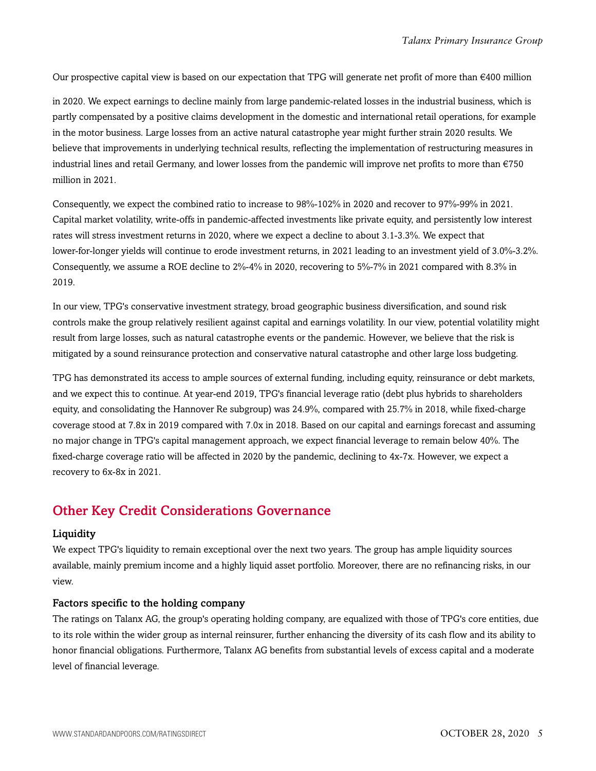Our prospective capital view is based on our expectation that TPG will generate net profit of more than €400 million

in 2020. We expect earnings to decline mainly from large pandemic-related losses in the industrial business, which is partly compensated by a positive claims development in the domestic and international retail operations, for example in the motor business. Large losses from an active natural catastrophe year might further strain 2020 results. We believe that improvements in underlying technical results, reflecting the implementation of restructuring measures in industrial lines and retail Germany, and lower losses from the pandemic will improve net profits to more than €750 million in 2021.

Consequently, we expect the combined ratio to increase to 98%-102% in 2020 and recover to 97%-99% in 2021. Capital market volatility, write-offs in pandemic-affected investments like private equity, and persistently low interest rates will stress investment returns in 2020, where we expect a decline to about 3.1-3.3%. We expect that lower-for-longer yields will continue to erode investment returns, in 2021 leading to an investment yield of 3.0%-3.2%. Consequently, we assume a ROE decline to 2%-4% in 2020, recovering to 5%-7% in 2021 compared with 8.3% in 2019.

In our view, TPG's conservative investment strategy, broad geographic business diversification, and sound risk controls make the group relatively resilient against capital and earnings volatility. In our view, potential volatility might result from large losses, such as natural catastrophe events or the pandemic. However, we believe that the risk is mitigated by a sound reinsurance protection and conservative natural catastrophe and other large loss budgeting.

TPG has demonstrated its access to ample sources of external funding, including equity, reinsurance or debt markets, and we expect this to continue. At year-end 2019, TPG's financial leverage ratio (debt plus hybrids to shareholders equity, and consolidating the Hannover Re subgroup) was 24.9%, compared with 25.7% in 2018, while fixed-charge coverage stood at 7.8x in 2019 compared with 7.0x in 2018. Based on our capital and earnings forecast and assuming no major change in TPG's capital management approach, we expect financial leverage to remain below 40%. The fixed-charge coverage ratio will be affected in 2020 by the pandemic, declining to 4x-7x. However, we expect a recovery to 6x-8x in 2021.

## Other Key Credit Considerations Governance

### Liquidity

We expect TPG's liquidity to remain exceptional over the next two years. The group has ample liquidity sources available, mainly premium income and a highly liquid asset portfolio. Moreover, there are no refinancing risks, in our view.

### Factors specific to the holding company

The ratings on Talanx AG, the group's operating holding company, are equalized with those of TPG's core entities, due to its role within the wider group as internal reinsurer, further enhancing the diversity of its cash flow and its ability to honor financial obligations. Furthermore, Talanx AG benefits from substantial levels of excess capital and a moderate level of financial leverage.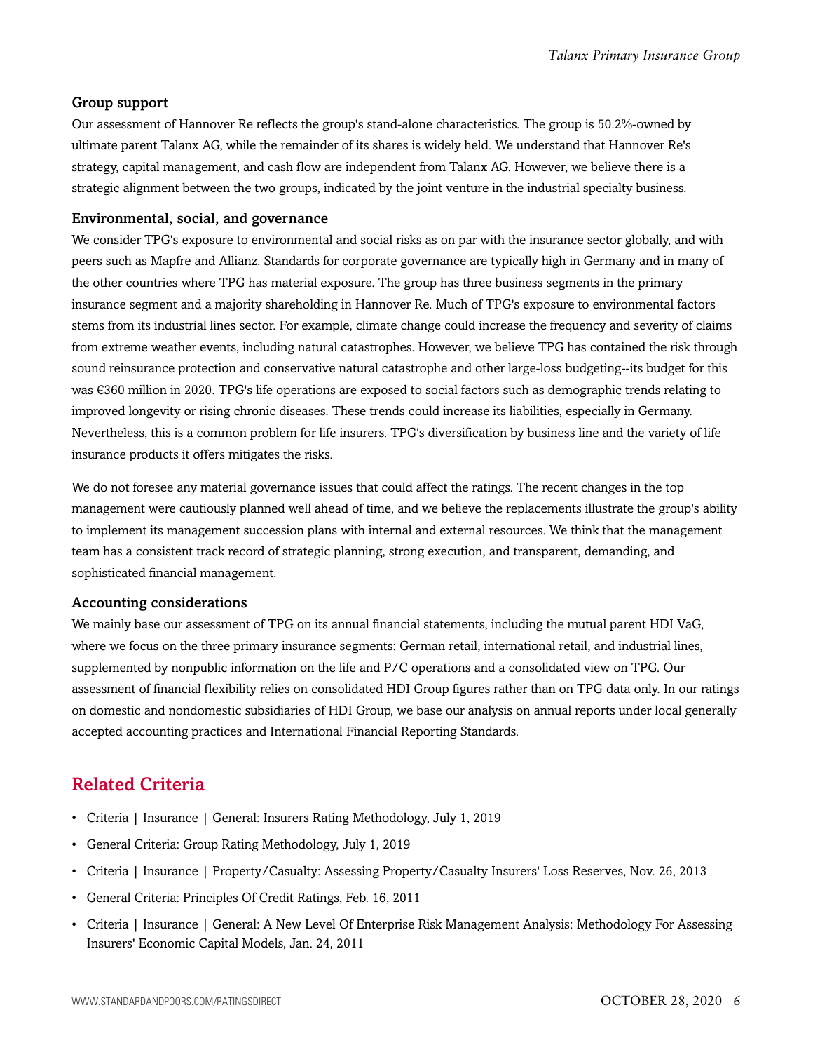### Group support

Our assessment of Hannover Re reflects the group's stand-alone characteristics. The group is 50.2%-owned by ultimate parent Talanx AG, while the remainder of its shares is widely held. We understand that Hannover Re's strategy, capital management, and cash flow are independent from Talanx AG. However, we believe there is a strategic alignment between the two groups, indicated by the joint venture in the industrial specialty business.

### Environmental, social, and governance

We consider TPG's exposure to environmental and social risks as on par with the insurance sector globally, and with peers such as Mapfre and Allianz. Standards for corporate governance are typically high in Germany and in many of the other countries where TPG has material exposure. The group has three business segments in the primary insurance segment and a majority shareholding in Hannover Re. Much of TPG's exposure to environmental factors stems from its industrial lines sector. For example, climate change could increase the frequency and severity of claims from extreme weather events, including natural catastrophes. However, we believe TPG has contained the risk through sound reinsurance protection and conservative natural catastrophe and other large-loss budgeting--its budget for this was €360 million in 2020. TPG's life operations are exposed to social factors such as demographic trends relating to improved longevity or rising chronic diseases. These trends could increase its liabilities, especially in Germany. Nevertheless, this is a common problem for life insurers. TPG's diversification by business line and the variety of life insurance products it offers mitigates the risks.

We do not foresee any material governance issues that could affect the ratings. The recent changes in the top management were cautiously planned well ahead of time, and we believe the replacements illustrate the group's ability to implement its management succession plans with internal and external resources. We think that the management team has a consistent track record of strategic planning, strong execution, and transparent, demanding, and sophisticated financial management.

### Accounting considerations

We mainly base our assessment of TPG on its annual financial statements, including the mutual parent HDI VaG, where we focus on the three primary insurance segments: German retail, international retail, and industrial lines, supplemented by nonpublic information on the life and P/C operations and a consolidated view on TPG. Our assessment of financial flexibility relies on consolidated HDI Group figures rather than on TPG data only. In our ratings on domestic and nondomestic subsidiaries of HDI Group, we base our analysis on annual reports under local generally accepted accounting practices and International Financial Reporting Standards.

## Related Criteria

- Criteria | Insurance | General: Insurers Rating Methodology, July 1, 2019
- General Criteria: Group Rating Methodology, July 1, 2019
- Criteria | Insurance | Property/Casualty: Assessing Property/Casualty Insurers' Loss Reserves, Nov. 26, 2013
- General Criteria: Principles Of Credit Ratings, Feb. 16, 2011
- Criteria | Insurance | General: A New Level Of Enterprise Risk Management Analysis: Methodology For Assessing Insurers' Economic Capital Models, Jan. 24, 2011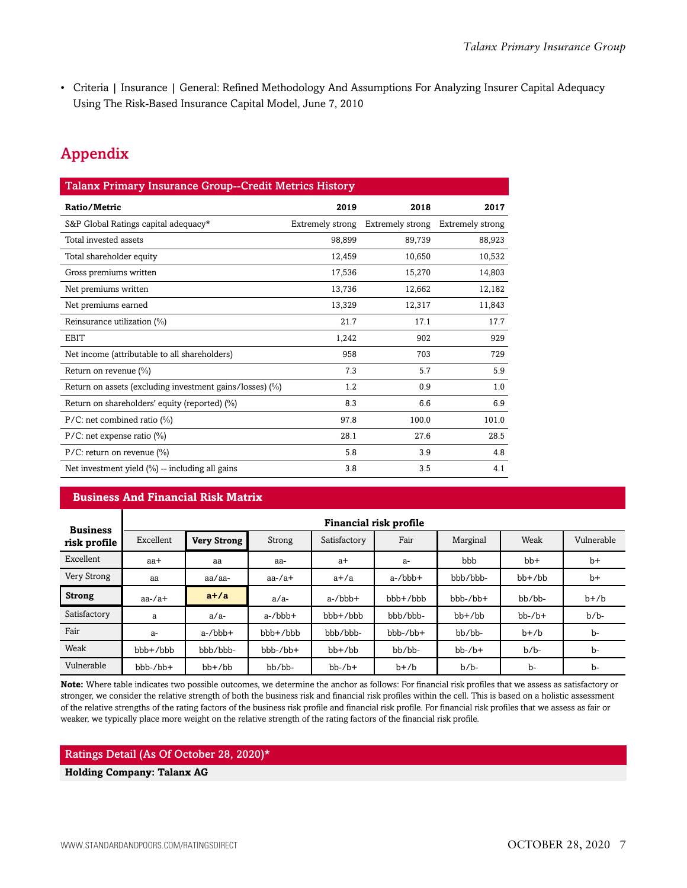- Criteria | Insurance | General: Refined Methodology And Assumptions For Analyzing Insurer Capital Adequacy Using The Risk-Based Insurance Capital Model, June 7, 2010

## Appendix

**Talanx Primary Insurance Group--Credit Metrics History**

| Ratio/Metric | 2019 | 2018 | 2017 |
|---|---|---|---|
| S&P Global Ratings capital adequacy* | Extremely strong | Extremely strong | Extremely strong |
| Total invested assets | 98,899 | 89,739 | 88,923 |
| Total shareholder equity | 12,459 | 10,650 | 10,532 |
| Gross premiums written | 17,536 | 15,270 | 14,803 |
| Net premiums written | 13,736 | 12,662 | 12,182 |
| Net premiums earned | 13,329 | 12,317 | 11,843 |
| Reinsurance utilization (%) | 21.7 | 17.1 | 17.7 |
| EBIT | 1,242 | 902 | 929 |
| Net income (attributable to all shareholders) | 958 | 703 | 729 |
| Return on revenue (%) | 7.3 | 5.7 | 5.9 |
| Return on assets (excluding investment gains/losses) (%) | 1.2 | 0.9 | 1.0 |
| Return on shareholders' equity (reported) (%) | 8.3 | 6.6 | 6.9 |
| P/C: net combined ratio (%) | 97.8 | 100.0 | 101.0 |
| P/C: net expense ratio (%) | 28.1 | 27.6 | 28.5 |
| P/C: return on revenue (%) | 5.8 | 3.9 | 4.8 |
| Net investment yield (%) -- including all gains | 3.8 | 3.5 | 4.1 |

**Business And Financial Risk Matrix**

| Business risk profile | Financial risk profile | | | | | | | |
|---|---|---|---|---|---|---|---|---|
| | Excellent | **Very Strong** | Strong | Satisfactory | Fair | Marginal | Weak | Vulnerable |
| Excellent | aa+ | aa | aa- | a+ | a- | bbb | bb+ | b+ |
| Very Strong | aa | aa/aa- | aa-/a+ | a+/a | a-/bbb+ | bbb/bbb- | bb+/bb | b+ |
| **Strong** | aa-/a+ | **a+/a** | a/a- | a-/bbb+ | bbb+/bbb | bbb-/bb+ | bb/bb- | b+/b |
| Satisfactory | a | a/a- | a-/bbb+ | bbb+/bbb | bbb/bbb- | bb+/bb | bb-/b+ | b/b- |
| Fair | a- | a-/bbb+ | bbb+/bbb | bbb/bbb- | bbb-/bb+ | bb/bb- | b+/b | b- |
| Weak | bbb+/bbb | bbb/bbb- | bbb-/bb+ | bb+/bb | bb/bb- | bb-/b+ | b/b- | b- |
| Vulnerable | bbb-/bb+ | bb+/bb | bb/bb- | bb-/b+ | b+/b | b/b- | b- | b- |

**Note:** Where table indicates two possible outcomes, we determine the anchor as follows: For financial risk profiles that we assess as satisfactory or stronger, we consider the relative strength of both the business risk and financial risk profiles within the cell. This is based on a holistic assessment of the relative strengths of the rating factors of the business risk profile and financial risk profile. For financial risk profiles that we assess as fair or weaker, we typically place more weight on the relative strength of the rating factors of the financial risk profile.

**Ratings Detail (As Of October 28, 2020)***

**Holding Company: Talanx AG**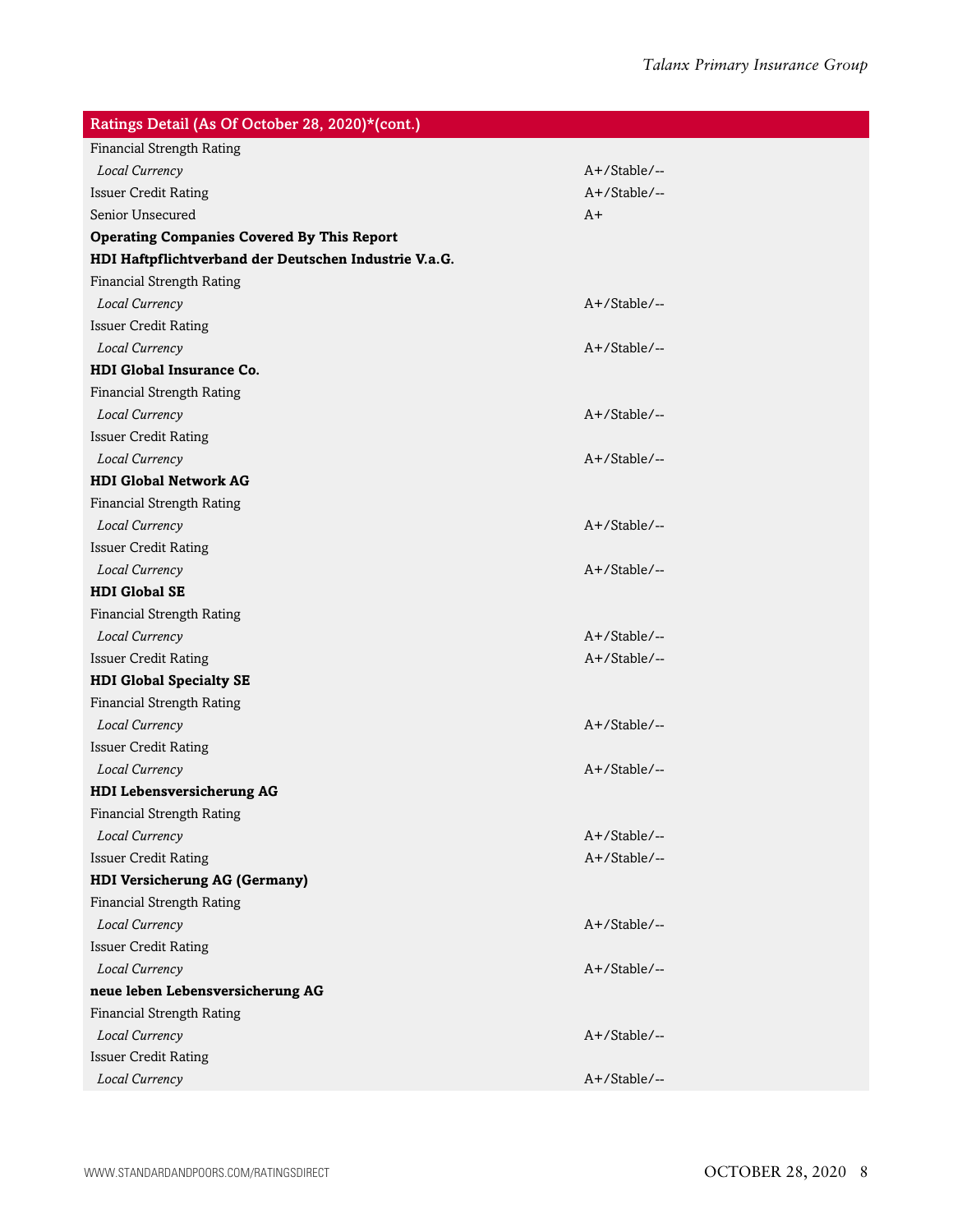| Ratings Detail (As Of October 28, 2020)*(cont.) | |
|---|---|
| Financial Strength Rating | |
| *Local Currency* | A+/Stable/-- |
| Issuer Credit Rating | A+/Stable/-- |
| Senior Unsecured | A+ |
| **Operating Companies Covered By This Report** | |
| **HDI Haftpflichtverband der Deutschen Industrie V.a.G.** | |
| Financial Strength Rating | |
| *Local Currency* | A+/Stable/-- |
| Issuer Credit Rating | |
| *Local Currency* | A+/Stable/-- |
| **HDI Global Insurance Co.** | |
| Financial Strength Rating | |
| *Local Currency* | A+/Stable/-- |
| Issuer Credit Rating | |
| *Local Currency* | A+/Stable/-- |
| **HDI Global Network AG** | |
| Financial Strength Rating | |
| *Local Currency* | A+/Stable/-- |
| Issuer Credit Rating | |
| *Local Currency* | A+/Stable/-- |
| **HDI Global SE** | |
| Financial Strength Rating | |
| *Local Currency* | A+/Stable/-- |
| Issuer Credit Rating | A+/Stable/-- |
| **HDI Global Specialty SE** | |
| Financial Strength Rating | |
| *Local Currency* | A+/Stable/-- |
| Issuer Credit Rating | |
| *Local Currency* | A+/Stable/-- |
| **HDI Lebensversicherung AG** | |
| Financial Strength Rating | |
| *Local Currency* | A+/Stable/-- |
| Issuer Credit Rating | A+/Stable/-- |
| **HDI Versicherung AG (Germany)** | |
| Financial Strength Rating | |
| *Local Currency* | A+/Stable/-- |
| Issuer Credit Rating | |
| *Local Currency* | A+/Stable/-- |
| **neue leben Lebensversicherung AG** | |
| Financial Strength Rating | |
| *Local Currency* | A+/Stable/-- |
| Issuer Credit Rating | |
| *Local Currency* | A+/Stable/-- |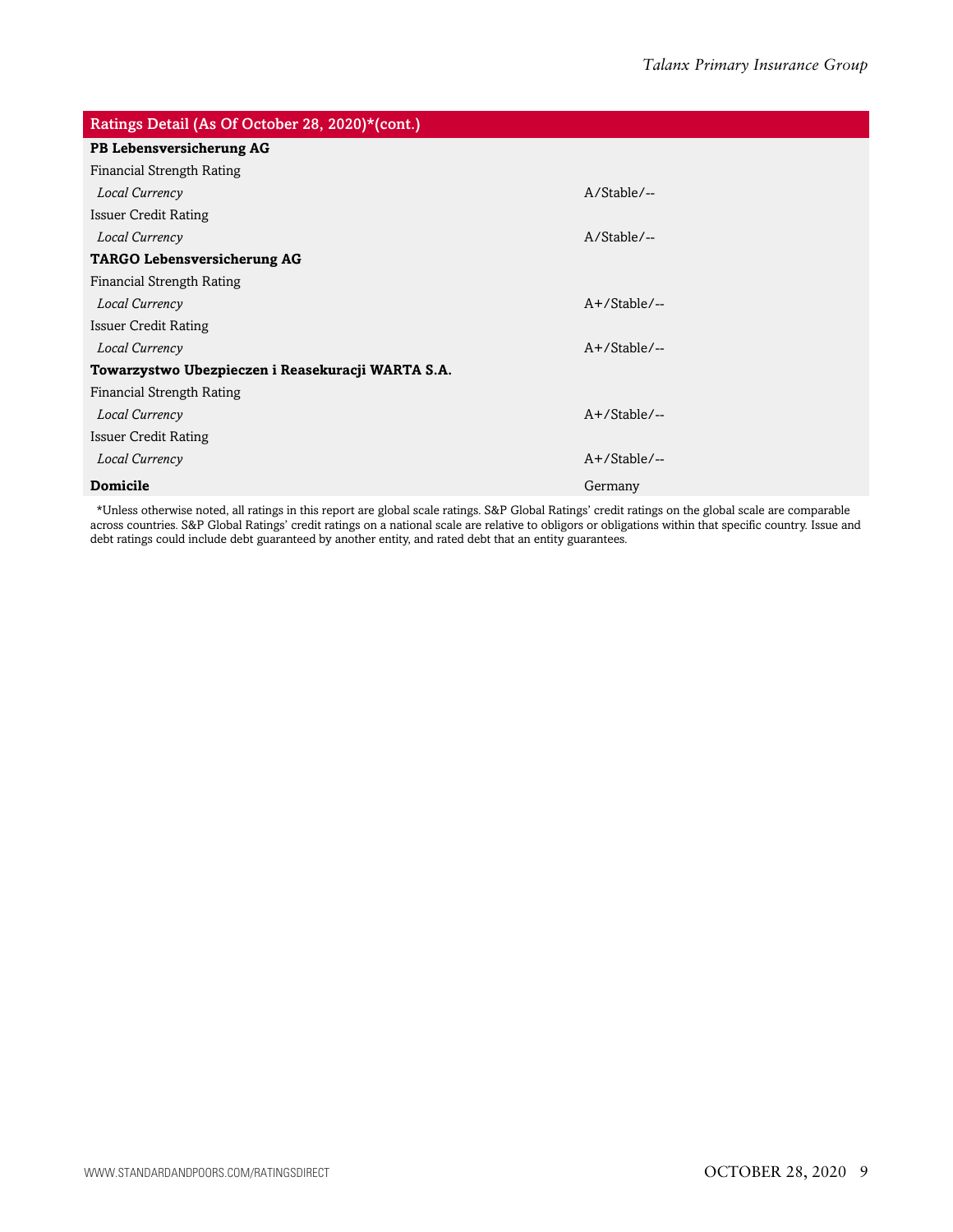| Ratings Detail (As Of October 28, 2020)*(cont.) | |
|---|---|
| **PB Lebensversicherung AG** | |
| Financial Strength Rating | |
| *Local Currency* | A/Stable/-- |
| Issuer Credit Rating | |
| *Local Currency* | A/Stable/-- |
| **TARGO Lebensversicherung AG** | |
| Financial Strength Rating | |
| *Local Currency* | A+/Stable/-- |
| Issuer Credit Rating | |
| *Local Currency* | A+/Stable/-- |
| **Towarzystwo Ubezpieczen i Reasekuracji WARTA S.A.** | |
| Financial Strength Rating | |
| *Local Currency* | A+/Stable/-- |
| Issuer Credit Rating | |
| *Local Currency* | A+/Stable/-- |
| **Domicile** | Germany |

*Unless otherwise noted, all ratings in this report are global scale ratings. S&P Global Ratings' credit ratings on the global scale are comparable across countries. S&P Global Ratings' credit ratings on a national scale are relative to obligors or obligations within that specific country. Issue and debt ratings could include debt guaranteed by another entity, and rated debt that an entity guarantees.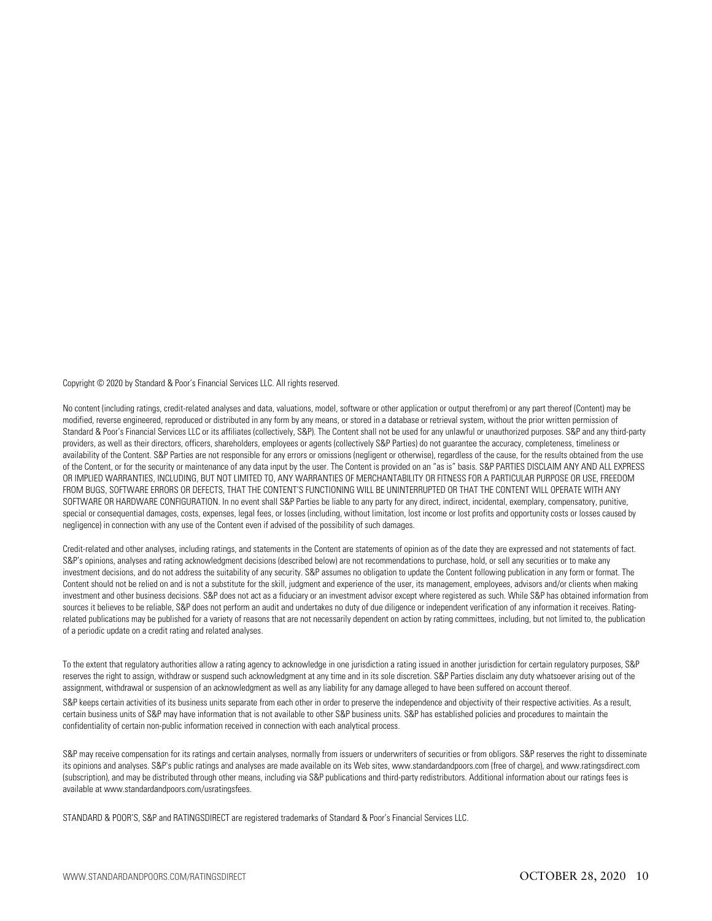Copyright © 2020 by Standard & Poor's Financial Services LLC. All rights reserved.

No content (including ratings, credit-related analyses and data, valuations, model, software or other application or output therefrom) or any part thereof (Content) may be modified, reverse engineered, reproduced or distributed in any form by any means, or stored in a database or retrieval system, without the prior written permission of Standard & Poor's Financial Services LLC or its affiliates (collectively, S&P). The Content shall not be used for any unlawful or unauthorized purposes. S&P and any third-party providers, as well as their directors, officers, shareholders, employees or agents (collectively S&P Parties) do not guarantee the accuracy, completeness, timeliness or availability of the Content. S&P Parties are not responsible for any errors or omissions (negligent or otherwise), regardless of the cause, for the results obtained from the use of the Content, or for the security or maintenance of any data input by the user. The Content is provided on an "as is" basis. S&P PARTIES DISCLAIM ANY AND ALL EXPRESS OR IMPLIED WARRANTIES, INCLUDING, BUT NOT LIMITED TO, ANY WARRANTIES OF MERCHANTABILITY OR FITNESS FOR A PARTICULAR PURPOSE OR USE, FREEDOM FROM BUGS, SOFTWARE ERRORS OR DEFECTS, THAT THE CONTENT'S FUNCTIONING WILL BE UNINTERRUPTED OR THAT THE CONTENT WILL OPERATE WITH ANY SOFTWARE OR HARDWARE CONFIGURATION. In no event shall S&P Parties be liable to any party for any direct, indirect, incidental, exemplary, compensatory, punitive, special or consequential damages, costs, expenses, legal fees, or losses (including, without limitation, lost income or lost profits and opportunity costs or losses caused by negligence) in connection with any use of the Content even if advised of the possibility of such damages.

Credit-related and other analyses, including ratings, and statements in the Content are statements of opinion as of the date they are expressed and not statements of fact. S&P's opinions, analyses and rating acknowledgment decisions (described below) are not recommendations to purchase, hold, or sell any securities or to make any investment decisions, and do not address the suitability of any security. S&P assumes no obligation to update the Content following publication in any form or format. The Content should not be relied on and is not a substitute for the skill, judgment and experience of the user, its management, employees, advisors and/or clients when making investment and other business decisions. S&P does not act as a fiduciary or an investment advisor except where registered as such. While S&P has obtained information from sources it believes to be reliable, S&P does not perform an audit and undertakes no duty of due diligence or independent verification of any information it receives. Rating-related publications may be published for a variety of reasons that are not necessarily dependent on action by rating committees, including, but not limited to, the publication of a periodic update on a credit rating and related analyses.

To the extent that regulatory authorities allow a rating agency to acknowledge in one jurisdiction a rating issued in another jurisdiction for certain regulatory purposes, S&P reserves the right to assign, withdraw or suspend such acknowledgment at any time and in its sole discretion. S&P Parties disclaim any duty whatsoever arising out of the assignment, withdrawal or suspension of an acknowledgment as well as any liability for any damage alleged to have been suffered on account thereof.

S&P keeps certain activities of its business units separate from each other in order to preserve the independence and objectivity of their respective activities. As a result, certain business units of S&P may have information that is not available to other S&P business units. S&P has established policies and procedures to maintain the confidentiality of certain non-public information received in connection with each analytical process.

S&P may receive compensation for its ratings and certain analyses, normally from issuers or underwriters of securities or from obligors. S&P reserves the right to disseminate its opinions and analyses. S&P's public ratings and analyses are made available on its Web sites, www.standardandpoors.com (free of charge), and www.ratingsdirect.com (subscription), and may be distributed through other means, including via S&P publications and third-party redistributors. Additional information about our ratings fees is available at www.standardandpoors.com/usratingsfees.

STANDARD & POOR'S, S&P and RATINGSDIRECT are registered trademarks of Standard & Poor's Financial Services LLC.